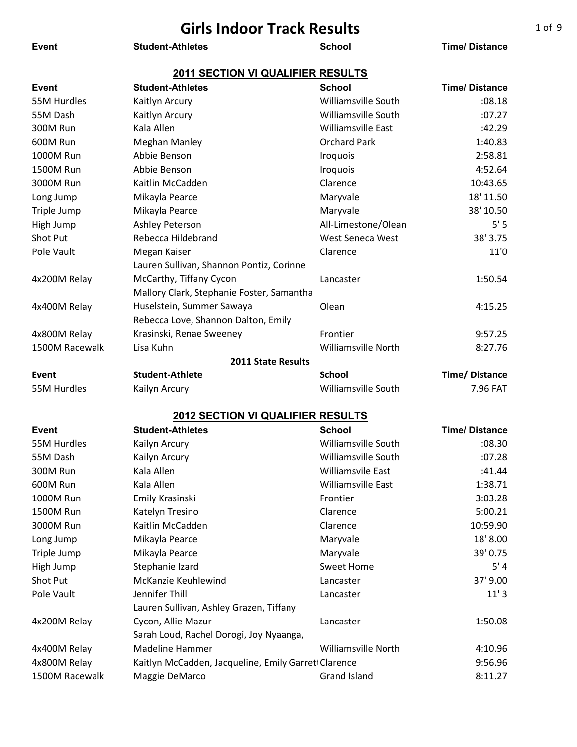# Girls Indoor Track Results

| Event | Student-Athletes | School | Time/ Distance |
|---|---|---|---|

## 2011 SECTION VI QUALIFIER RESULTS

| Event | Student-Athletes | School | Time/ Distance |
|---|---|---|---|
| 55M Hurdles | Kaitlyn Arcury | Williamsville South | :08.18 |
| 55M Dash | Kaitlyn Arcury | Williamsville South | :07.27 |
| 300M Run | Kala Allen | Williamsville East | :42.29 |
| 600M Run | Meghan Manley | Orchard Park | 1:40.83 |
| 1000M Run | Abbie Benson | Iroquois | 2:58.81 |
| 1500M Run | Abbie Benson | Iroquois | 4:52.64 |
| 3000M Run | Kaitlin McCadden | Clarence | 10:43.65 |
| Long Jump | Mikayla Pearce | Maryvale | 18' 11.50 |
| Triple Jump | Mikayla Pearce | Maryvale | 38' 10.50 |
| High Jump | Ashley Peterson | All-Limestone/Olean | 5' 5 |
| Shot Put | Rebecca Hildebrand | West Seneca West | 38' 3.75 |
| Pole Vault | Megan Kaiser | Clarence | 11'0 |
| 4x200M Relay | Lauren Sullivan, Shannon Pontiz, Corinne McCarthy, Tiffany Cycon | Lancaster | 1:50.54 |
| 4x400M Relay | Mallory Clark, Stephanie Foster, Samantha Huselstein, Summer Sawaya | Olean | 4:15.25 |
| 4x800M Relay | Rebecca Love, Shannon Dalton, Emily Krasinski, Renae Sweeney | Frontier | 9:57.25 |
| 1500M Racewalk | Lisa Kuhn | Williamsville North | 8:27.76 |

### 2011 State Results

| Event | Student-Athlete | School | Time/ Distance |
|---|---|---|---|
| 55M Hurdles | Kailyn Arcury | Williamsville South | 7.96 FAT |

## 2012 SECTION VI QUALIFIER RESULTS

| Event | Student-Athletes | School | Time/ Distance |
|---|---|---|---|
| 55M Hurdles | Kailyn Arcury | Williamsville South | :08.30 |
| 55M Dash | Kailyn Arcury | Williamsville South | :07.28 |
| 300M Run | Kala Allen | Williamsvile East | :41.44 |
| 600M Run | Kala Allen | Williamsville East | 1:38.71 |
| 1000M Run | Emily Krasinski | Frontier | 3:03.28 |
| 1500M Run | Katelyn Tresino | Clarence | 5:00.21 |
| 3000M Run | Kaitlin McCadden | Clarence | 10:59.90 |
| Long Jump | Mikayla Pearce | Maryvale | 18' 8.00 |
| Triple Jump | Mikayla Pearce | Maryvale | 39' 0.75 |
| High Jump | Stephanie Izard | Sweet Home | 5' 4 |
| Shot Put | McKanzie Keuhlewind | Lancaster | 37' 9.00 |
| Pole Vault | Jennifer Thill | Lancaster | 11' 3 |
| 4x200M Relay | Lauren Sullivan, Ashley Grazen, Tiffany Cycon, Allie Mazur | Lancaster | 1:50.08 |
| 4x400M Relay | Sarah Loud, Rachel Dorogi, Joy Nyaanga, Madeline Hammer | Williamsville North | 4:10.96 |
| 4x800M Relay | Kaitlyn McCadden, Jacqueline, Emily Garrett | Clarence | 9:56.96 |
| 1500M Racewalk | Maggie DeMarco | Grand Island | 8:11.27 |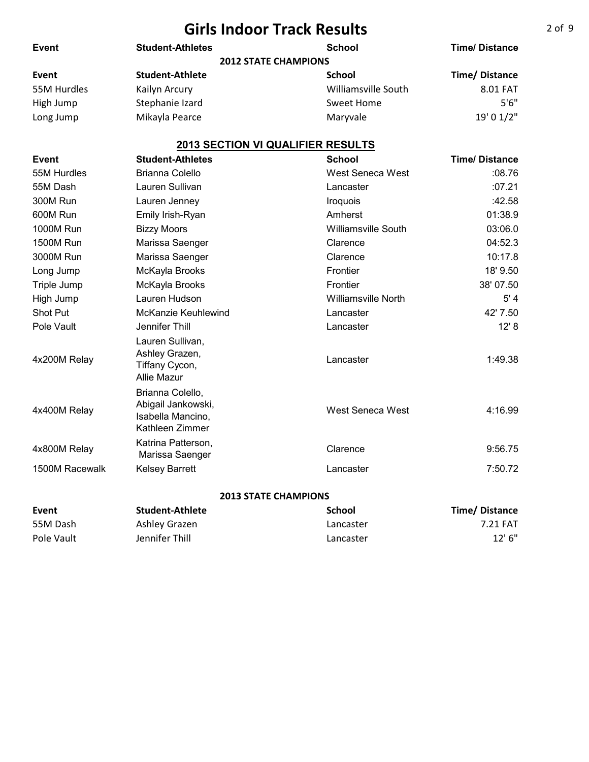# Girls Indoor Track Results

| Event | Student-Athletes | School | Time/ Distance |
|---|---|---|---|

### 2012 STATE CHAMPIONS

| Event | Student-Athlete | School | Time/ Distance |
|---|---|---|---|
| 55M Hurdles | Kailyn Arcury | Williamsville South | 8.01 FAT |
| High Jump | Stephanie Izard | Sweet Home | 5'6" |
| Long Jump | Mikayla Pearce | Maryvale | 19' 0 1/2" |

### 2013 SECTION VI QUALIFIER RESULTS

| Event | Student-Athletes | School | Time/ Distance |
|---|---|---|---|
| 55M Hurdles | Brianna Colello | West Seneca West | :08.76 |
| 55M Dash | Lauren Sullivan | Lancaster | :07.21 |
| 300M Run | Lauren Jenney | Iroquois | :42.58 |
| 600M Run | Emily Irish-Ryan | Amherst | 01:38.9 |
| 1000M Run | Bizzy Moors | Williamsville South | 03:06.0 |
| 1500M Run | Marissa Saenger | Clarence | 04:52.3 |
| 3000M Run | Marissa Saenger | Clarence | 10:17.8 |
| Long Jump | McKayla Brooks | Frontier | 18' 9.50 |
| Triple Jump | McKayla Brooks | Frontier | 38' 07.50 |
| High Jump | Lauren Hudson | Williamsville North | 5' 4 |
| Shot Put | McKanzie Keuhlewind | Lancaster | 42' 7.50 |
| Pole Vault | Jennifer Thill | Lancaster | 12' 8 |
| 4x200M Relay | Lauren Sullivan, Ashley Grazen, Tiffany Cycon, Allie Mazur | Lancaster | 1:49.38 |
| 4x400M Relay | Brianna Colello, Abigail Jankowski, Isabella Mancino, Kathleen Zimmer | West Seneca West | 4:16.99 |
| 4x800M Relay | Katrina Patterson, Marissa Saenger | Clarence | 9:56.75 |
| 1500M Racewalk | Kelsey Barrett | Lancaster | 7:50.72 |

### 2013 STATE CHAMPIONS

| Event | Student-Athlete | School | Time/ Distance |
|---|---|---|---|
| 55M Dash | Ashley Grazen | Lancaster | 7.21 FAT |
| Pole Vault | Jennifer Thill | Lancaster | 12' 6" |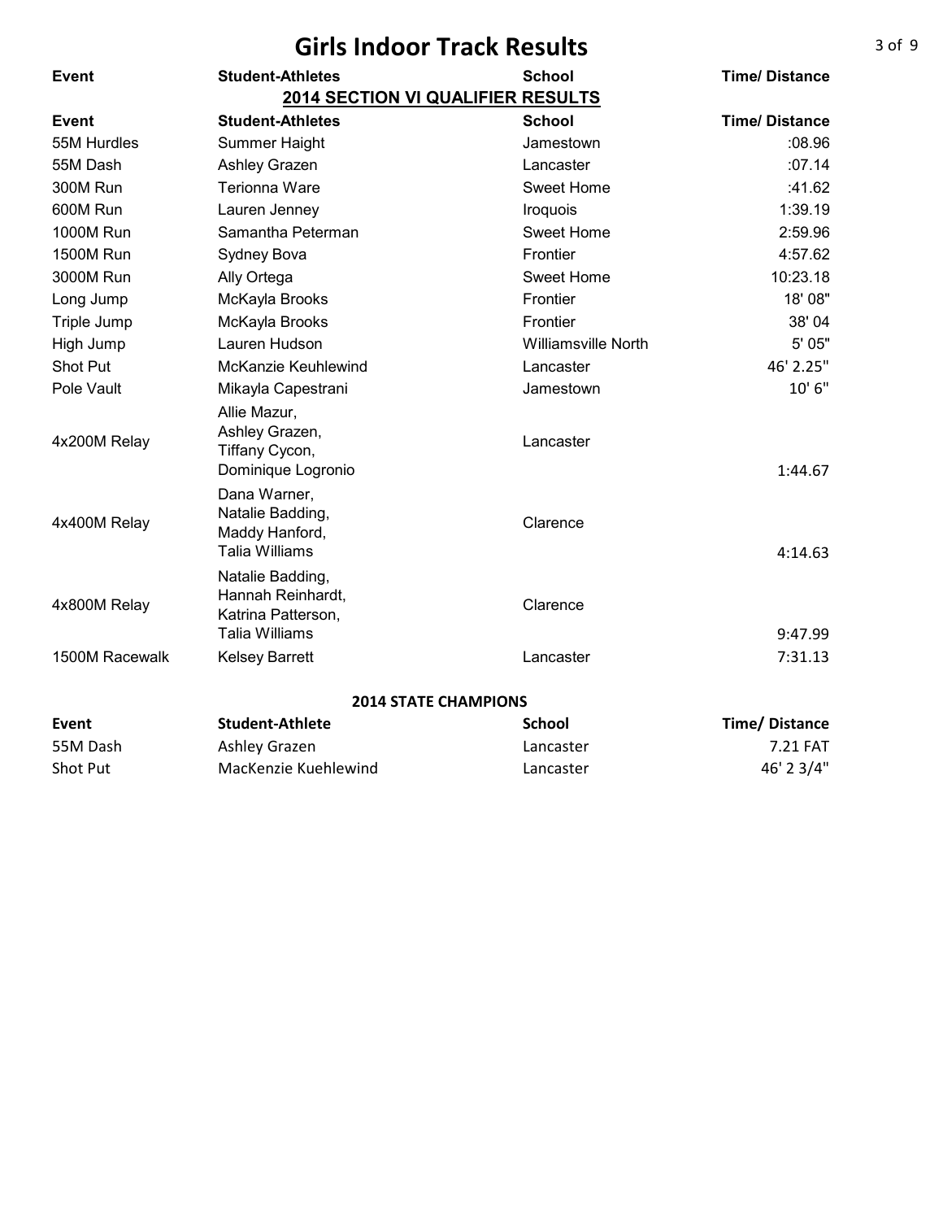# Girls Indoor Track Results

| Event | Student-Athletes | School | Time/ Distance |
|---|---|---|---|

## 2014 SECTION VI QUALIFIER RESULTS

| Event | Student-Athletes | School | Time/ Distance |
|---|---|---|---|
| 55M Hurdles | Summer Haight | Jamestown | :08.96 |
| 55M Dash | Ashley Grazen | Lancaster | :07.14 |
| 300M Run | Terionna Ware | Sweet Home | :41.62 |
| 600M Run | Lauren Jenney | Iroquois | 1:39.19 |
| 1000M Run | Samantha Peterman | Sweet Home | 2:59.96 |
| 1500M Run | Sydney Bova | Frontier | 4:57.62 |
| 3000M Run | Ally Ortega | Sweet Home | 10:23.18 |
| Long Jump | McKayla Brooks | Frontier | 18' 08" |
| Triple Jump | McKayla Brooks | Frontier | 38' 04 |
| High Jump | Lauren Hudson | Williamsville North | 5' 05" |
| Shot Put | McKanzie Keuhlewind | Lancaster | 46' 2.25" |
| Pole Vault | Mikayla Capestrani | Jamestown | 10' 6" |
| 4x200M Relay | Allie Mazur, Ashley Grazen, Tiffany Cycon, Dominique Logronio | Lancaster | 1:44.67 |
| 4x400M Relay | Dana Warner, Natalie Badding, Maddy Hanford, Talia Williams | Clarence | 4:14.63 |
| 4x800M Relay | Natalie Badding, Hannah Reinhardt, Katrina Patterson, Talia Williams | Clarence | 9:47.99 |
| 1500M Racewalk | Kelsey Barrett | Lancaster | 7:31.13 |

## 2014 STATE CHAMPIONS

| Event | Student-Athlete | School | Time/ Distance |
|---|---|---|---|
| 55M Dash | Ashley Grazen | Lancaster | 7.21 FAT |
| Shot Put | MacKenzie Kuehlewind | Lancaster | 46' 2 3/4" |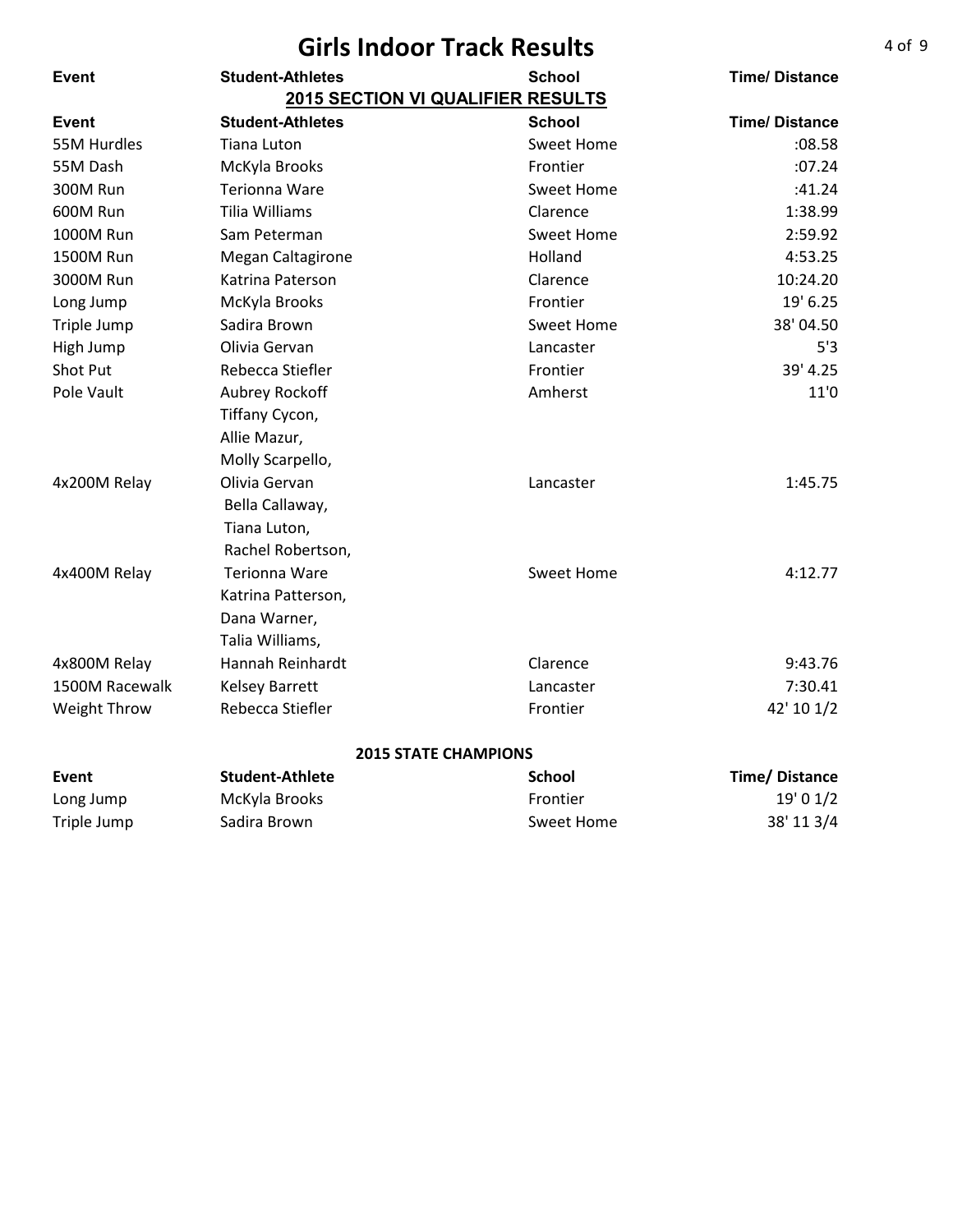# Girls Indoor Track Results

## 2015 SECTION VI QUALIFIER RESULTS

| Event | Student-Athletes | School | Time/ Distance |
|---|---|---|---|
| 55M Hurdles | Tiana Luton | Sweet Home | :08.58 |
| 55M Dash | McKyla Brooks | Frontier | :07.24 |
| 300M Run | Terionna Ware | Sweet Home | :41.24 |
| 600M Run | Tilia Williams | Clarence | 1:38.99 |
| 1000M Run | Sam Peterman | Sweet Home | 2:59.92 |
| 1500M Run | Megan Caltagirone | Holland | 4:53.25 |
| 3000M Run | Katrina Paterson | Clarence | 10:24.20 |
| Long Jump | McKyla Brooks | Frontier | 19' 6.25 |
| Triple Jump | Sadira Brown | Sweet Home | 38' 04.50 |
| High Jump | Olivia Gervan | Lancaster | 5'3 |
| Shot Put | Rebecca Stiefler | Frontier | 39' 4.25 |
| Pole Vault | Aubrey Rockoff | Amherst | 11'0 |
| 4x200M Relay | Tiffany Cycon, Allie Mazur, Molly Scarpello, Olivia Gervan | Lancaster | 1:45.75 |
| 4x400M Relay | Bella Callaway, Tiana Luton, Rachel Robertson, Terionna Ware | Sweet Home | 4:12.77 |
| 4x800M Relay | Katrina Patterson, Dana Warner, Talia Williams, Hannah Reinhardt | Clarence | 9:43.76 |
| 1500M Racewalk | Kelsey Barrett | Lancaster | 7:30.41 |
| Weight Throw | Rebecca Stiefler | Frontier | 42' 10 1/2 |

## 2015 STATE CHAMPIONS

| Event | Student-Athlete | School | Time/ Distance |
|---|---|---|---|
| Long Jump | McKyla Brooks | Frontier | 19' 0 1/2 |
| Triple Jump | Sadira Brown | Sweet Home | 38' 11 3/4 |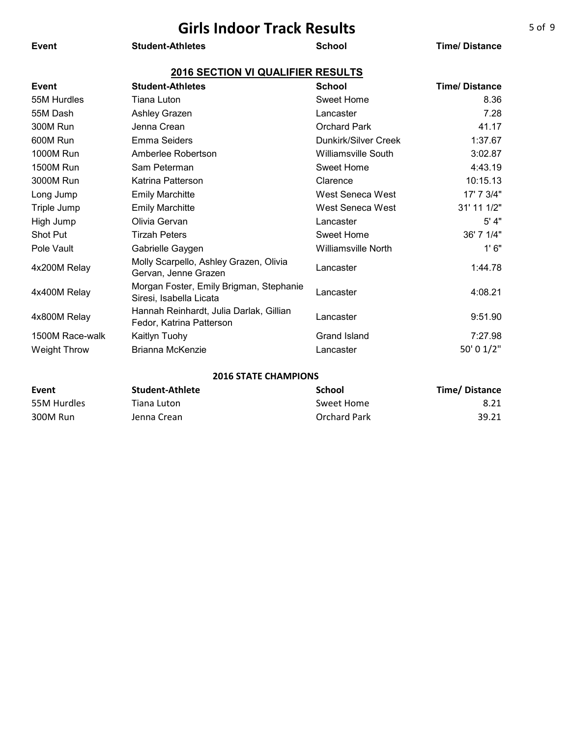# Girls Indoor Track Results

| Event | Student-Athletes | School | Time/ Distance |
|---|---|---|---|

## 2016 SECTION VI QUALIFIER RESULTS

| Event | Student-Athletes | School | Time/ Distance |
|---|---|---|---|
| 55M Hurdles | Tiana Luton | Sweet Home | 8.36 |
| 55M Dash | Ashley Grazen | Lancaster | 7.28 |
| 300M Run | Jenna Crean | Orchard Park | 41.17 |
| 600M Run | Emma Seiders | Dunkirk/Silver Creek | 1:37.67 |
| 1000M Run | Amberlee Robertson | Williamsville South | 3:02.87 |
| 1500M Run | Sam Peterman | Sweet Home | 4:43.19 |
| 3000M Run | Katrina Patterson | Clarence | 10:15.13 |
| Long Jump | Emily Marchitte | West Seneca West | 17' 7 3/4" |
| Triple Jump | Emily Marchitte | West Seneca West | 31' 11 1/2" |
| High Jump | Olivia Gervan | Lancaster | 5' 4" |
| Shot Put | Tirzah Peters | Sweet Home | 36' 7 1/4" |
| Pole Vault | Gabrielle Gaygen | Williamsville North | 1' 6" |
| 4x200M Relay | Molly Scarpello, Ashley Grazen, Olivia Gervan, Jenne Grazen | Lancaster | 1:44.78 |
| 4x400M Relay | Morgan Foster, Emily Brigman, Stephanie Siresi, Isabella Licata | Lancaster | 4:08.21 |
| 4x800M Relay | Hannah Reinhardt, Julia Darlak, Gillian Fedor, Katrina Patterson | Lancaster | 9:51.90 |
| 1500M Race-walk | Kaitlyn Tuohy | Grand Island | 7:27.98 |
| Weight Throw | Brianna McKenzie | Lancaster | 50' 0 1/2" |

## 2016 STATE CHAMPIONS

| Event | Student-Athlete | School | Time/ Distance |
|---|---|---|---|
| 55M Hurdles | Tiana Luton | Sweet Home | 8.21 |
| 300M Run | Jenna Crean | Orchard Park | 39.21 |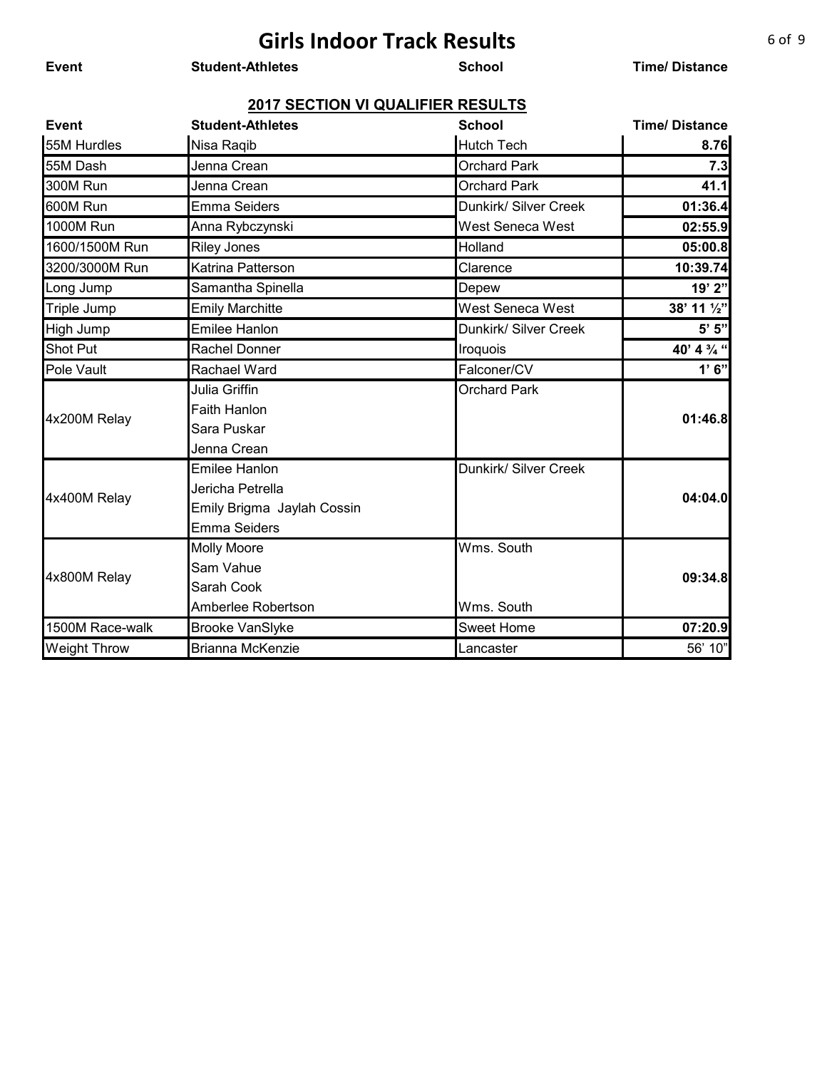# Girls Indoor Track Results

| Event | Student-Athletes | School | Time/ Distance |
| --- | --- | --- | --- |

## 2017 SECTION VI QUALIFIER RESULTS

| Event | Student-Athletes | School | Time/ Distance |
| --- | --- | --- | --- |
| 55M Hurdles | Nisa Raqib | Hutch Tech | **8.76** |
| 55M Dash | Jenna Crean | Orchard Park | **7.3** |
| 300M Run | Jenna Crean | Orchard Park | **41.1** |
| 600M Run | Emma Seiders | Dunkirk/ Silver Creek | **01:36.4** |
| 1000M Run | Anna Rybczynski | West Seneca West | **02:55.9** |
| 1600/1500M Run | Riley Jones | Holland | **05:00.8** |
| 3200/3000M Run | Katrina Patterson | Clarence | **10:39.74** |
| Long Jump | Samantha Spinella | Depew | **19' 2"** |
| Triple Jump | Emily Marchitte | West Seneca West | **38' 11 ½"** |
| High Jump | Emilee Hanlon | Dunkirk/ Silver Creek | **5' 5"** |
| Shot Put | Rachel Donner | Iroquois | **40' 4 ¾ "** |
| Pole Vault | Rachael Ward | Falconer/CV | **1' 6"** |
| 4x200M Relay | Julia Griffin<br>Faith Hanlon<br>Sara Puskar<br>Jenna Crean | Orchard Park | **01:46.8** |
| 4x400M Relay | Emilee Hanlon<br>Jericha Petrella<br>Emily Brigma Jaylah Cossin<br>Emma Seiders | Dunkirk/ Silver Creek | **04:04.0** |
| 4x800M Relay | Molly Moore<br>Sam Vahue<br>Sarah Cook<br>Amberlee Robertson | Wms. South<br><br><br>Wms. South | **09:34.8** |
| 1500M Race-walk | Brooke VanSlyke | Sweet Home | **07:20.9** |
| Weight Throw | Brianna McKenzie | Lancaster | 56' 10" |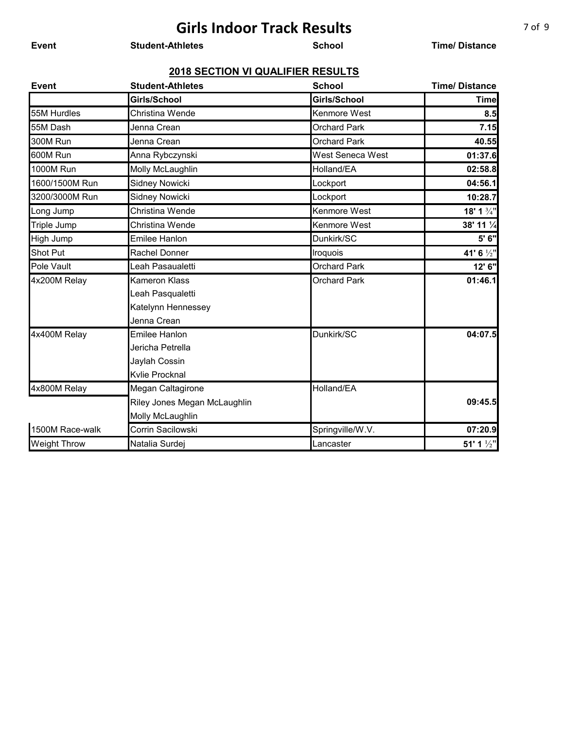# Girls Indoor Track Results

| Event | Student-Athletes | School | Time/ Distance |
|---|---|---|---|

## 2018 SECTION VI QUALIFIER RESULTS

| Event | Student-Athletes | School | Time/ Distance |
|---|---|---|---|
| | Girls/School | Girls/School | Time |
| 55M Hurdles | Christina Wende | Kenmore West | 8.5 |
| 55M Dash | Jenna Crean | Orchard Park | 7.15 |
| 300M Run | Jenna Crean | Orchard Park | 40.55 |
| 600M Run | Anna Rybczynski | West Seneca West | 01:37.6 |
| 1000M Run | Molly McLaughlin | Holland/EA | 02:58.8 |
| 1600/1500M Run | Sidney Nowicki | Lockport | 04:56.1 |
| 3200/3000M Run | Sidney Nowicki | Lockport | 10:28.7 |
| Long Jump | Christina Wende | Kenmore West | 18' 1 ¾" |
| Triple Jump | Christina Wende | Kenmore West | 38' 11 ¼ |
| High Jump | Emilee Hanlon | Dunkirk/SC | 5' 6" |
| Shot Put | Rachel Donner | Iroquois | 41' 6 ½" |
| Pole Vault | Leah Pasaualetti | Orchard Park | 12' 6" |
| 4x200M Relay | Kameron Klass<br>Leah Pasqualetti<br>Katelynn Hennessey<br>Jenna Crean | Orchard Park | 01:46.1 |
| 4x400M Relay | Emilee Hanlon<br>Jericha Petrella<br>Jaylah Cossin<br>Kvlie Procknal | Dunkirk/SC | 04:07.5 |
| 4x800M Relay | Megan Caltagirone<br>Riley Jones Megan McLaughlin<br>Molly McLaughlin | Holland/EA | 09:45.5 |
| 1500M Race-walk | Corrin Sacilowski | Springville/W.V. | 07:20.9 |
| Weight Throw | Natalia Surdej | Lancaster | 51' 1 ½" |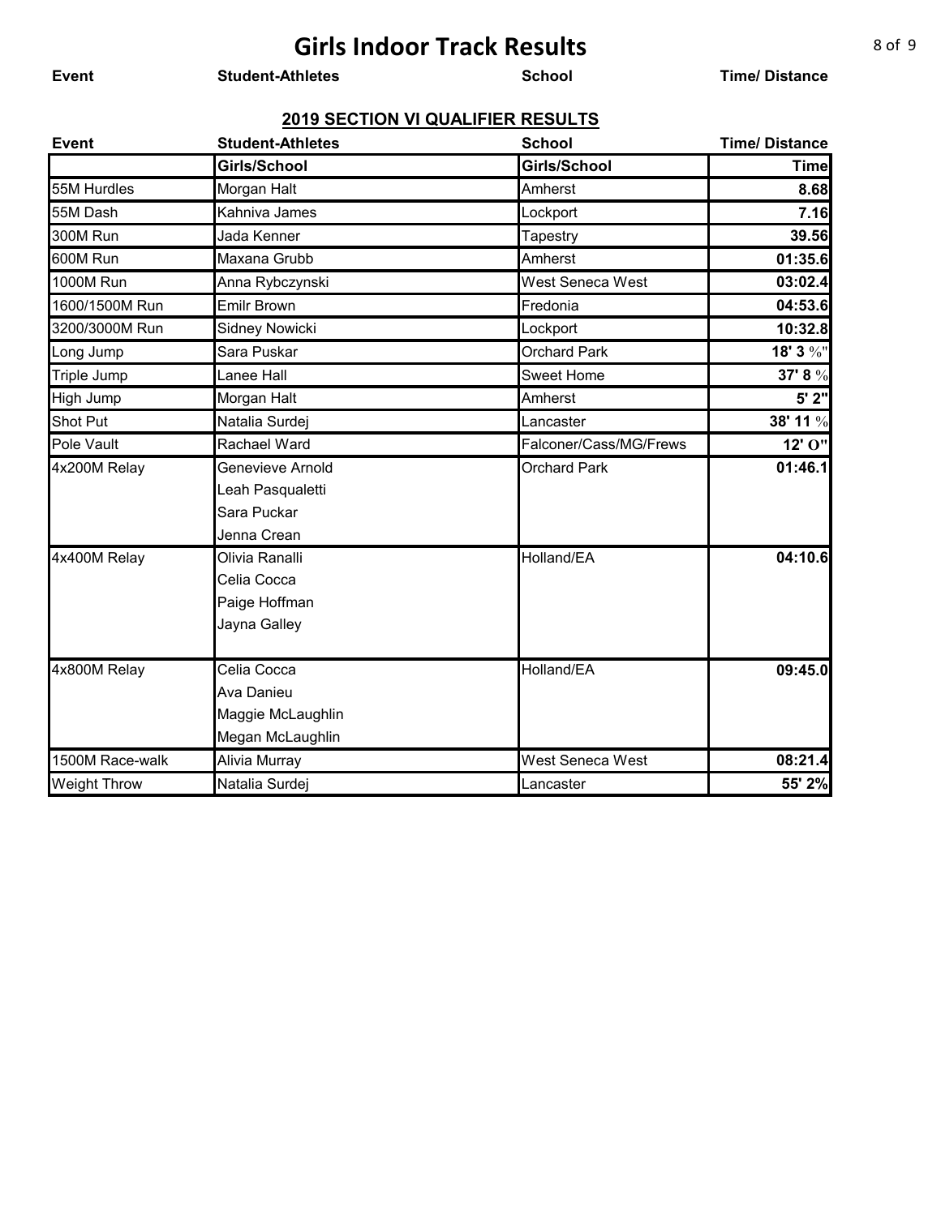# Girls Indoor Track Results

**Event** | **Student-Athletes** | **School** | **Time/ Distance**

## 2019 SECTION VI QUALIFIER RESULTS

| Event | Student-Athletes | School | Time/ Distance |
|---|---|---|---|
| | **Girls/School** | **Girls/School** | **Time** |
| 55M Hurdles | Morgan Halt | Amherst | **8.68** |
| 55M Dash | Kahniva James | Lockport | **7.16** |
| 300M Run | Jada Kenner | Tapestry | **39.56** |
| 600M Run | Maxana Grubb | Amherst | **01:35.6** |
| 1000M Run | Anna Rybczynski | West Seneca West | **03:02.4** |
| 1600/1500M Run | Emilr Brown | Fredonia | **04:53.6** |
| 3200/3000M Run | Sidney Nowicki | Lockport | **10:32.8** |
| Long Jump | Sara Puskar | Orchard Park | **18' 3 ¾"** |
| Triple Jump | Lanee Hall | Sweet Home | **37' 8 ½** |
| High Jump | Morgan Halt | Amherst | **5' 2"** |
| Shot Put | Natalia Surdej | Lancaster | **38' 11 ½** |
| Pole Vault | Rachael Ward | Falconer/Cass/MG/Frews | **12' O"** |
| 4x200M Relay | Genevieve Arnold<br>Leah Pasqualetti<br>Sara Puckar<br>Jenna Crean | Orchard Park | **01:46.1** |
| 4x400M Relay | Olivia Ranalli<br>Celia Cocca<br>Paige Hoffman<br>Jayna Galley | Holland/EA | **04:10.6** |
| 4x800M Relay | Celia Cocca<br>Ava Danieu<br>Maggie McLaughlin<br>Megan McLaughlin | Holland/EA | **09:45.0** |
| 1500M Race-walk | Alivia Murray | West Seneca West | **08:21.4** |
| Weight Throw | Natalia Surdej | Lancaster | **55' 2%** |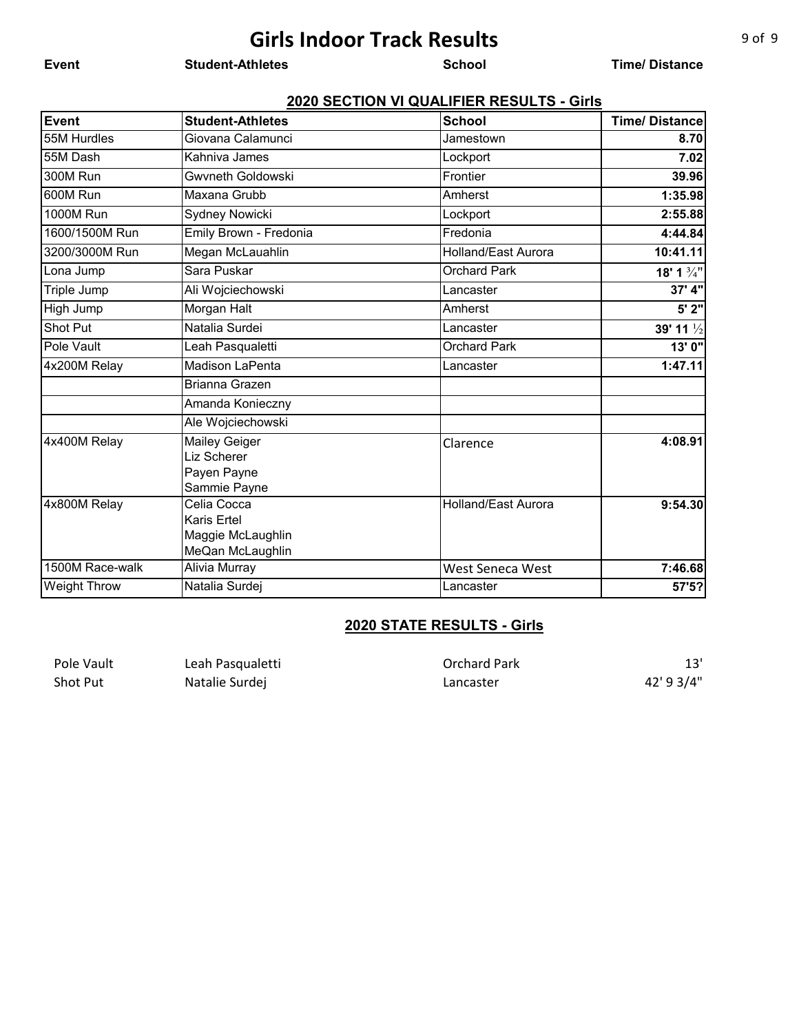# Girls Indoor Track Results

**Event** **Student-Athletes** **School** **Time/ Distance**

## 2020 SECTION VI QUALIFIER RESULTS - Girls

| Event | Student-Athletes | School | Time/ Distance |
|---|---|---|---|
| 55M Hurdles | Giovana Calamunci | Jamestown | **8.70** |
| 55M Dash | Kahniva James | Lockport | **7.02** |
| 300M Run | Gwvneth Goldowski | Frontier | **39.96** |
| 600M Run | Maxana Grubb | Amherst | **1:35.98** |
| 1000M Run | Sydney Nowicki | Lockport | **2:55.88** |
| 1600/1500M Run | Emily Brown - Fredonia | Fredonia | **4:44.84** |
| 3200/3000M Run | Megan McLauahlin | Holland/East Aurora | **10:41.11** |
| Lona Jump | Sara Puskar | Orchard Park | **18' 1 ¾"** |
| Triple Jump | Ali Wojciechowski | Lancaster | **37' 4"** |
| High Jump | Morgan Halt | Amherst | **5' 2"** |
| Shot Put | Natalia Surdei | Lancaster | **39' 11 ½** |
| Pole Vault | Leah Pasqualetti | Orchard Park | **13' 0"** |
| 4x200M Relay | Madison LaPenta | Lancaster | **1:47.11** |
| | Brianna Grazen | | |
| | Amanda Konieczny | | |
| | Ale Wojciechowski | | |
| 4x400M Relay | Mailey Geiger<br>Liz Scherer<br>Payen Payne<br>Sammie Payne | Clarence | **4:08.91** |
| 4x800M Relay | Celia Cocca<br>Karis Ertel<br>Maggie McLaughlin<br>MeQan McLaughlin | Holland/East Aurora | **9:54.30** |
| 1500M Race-walk | Alivia Murray | West Seneca West | **7:46.68** |
| Weight Throw | Natalia Surdej | Lancaster | **57'5?** |

## 2020 STATE RESULTS - Girls

| | | | |
|---|---|---|---|
| Pole Vault | Leah Pasqualetti | Orchard Park | 13' |
| Shot Put | Natalie Surdej | Lancaster | 42' 9 3/4" |